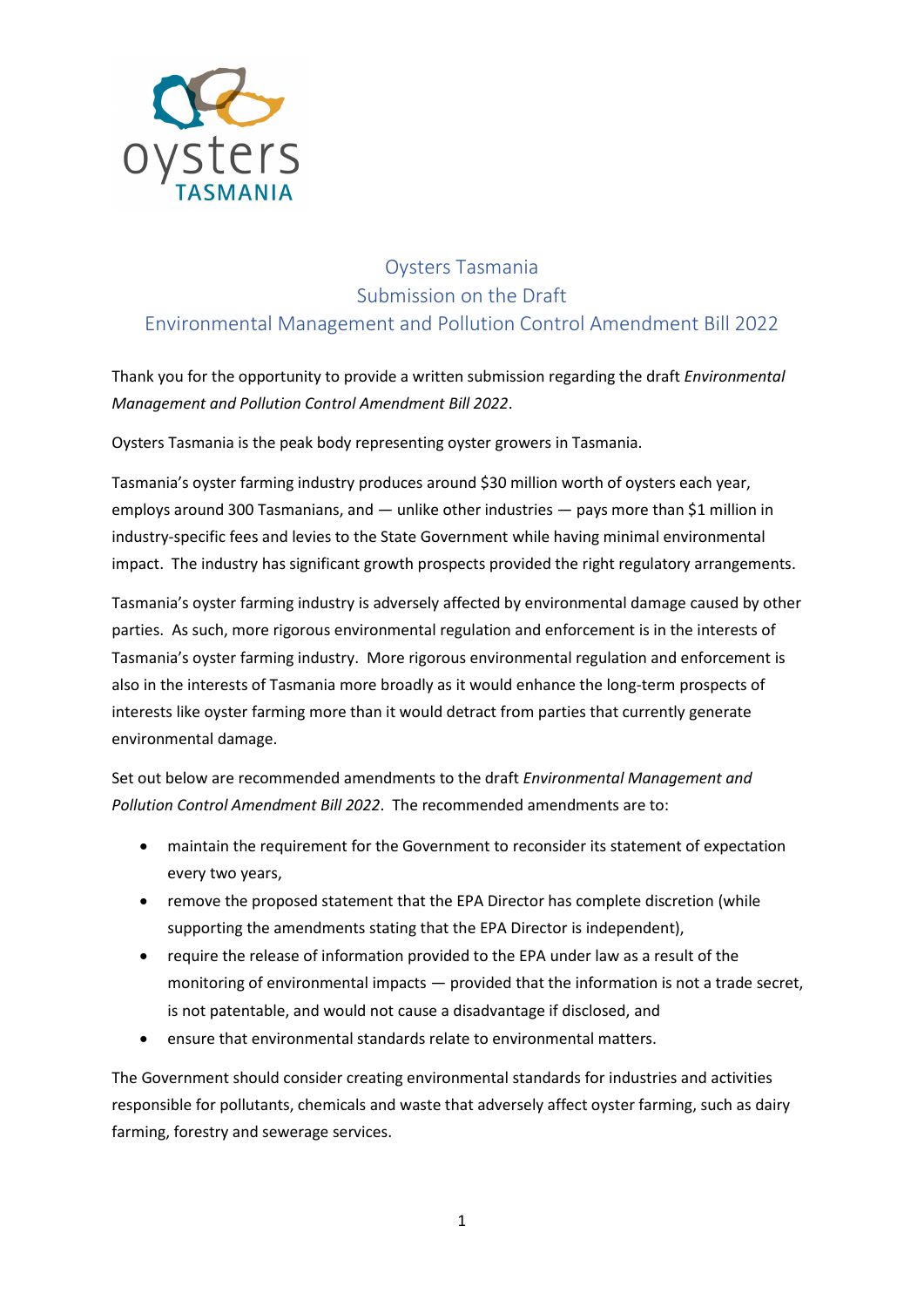# Oysters Tasmania
# Submission on the Draft
# Environmental Management and Pollution Control Amendment Bill 2022

Thank you for the opportunity to provide a written submission regarding the draft *Environmental Management and Pollution Control Amendment Bill 2022*.

Oysters Tasmania is the peak body representing oyster growers in Tasmania.

Tasmania's oyster farming industry produces around $30 million worth of oysters each year, employs around 300 Tasmanians, and — unlike other industries — pays more than $1 million in industry-specific fees and levies to the State Government while having minimal environmental impact. The industry has significant growth prospects provided the right regulatory arrangements.

Tasmania's oyster farming industry is adversely affected by environmental damage caused by other parties. As such, more rigorous environmental regulation and enforcement is in the interests of Tasmania's oyster farming industry. More rigorous environmental regulation and enforcement is also in the interests of Tasmania more broadly as it would enhance the long-term prospects of interests like oyster farming more than it would detract from parties that currently generate environmental damage.

Set out below are recommended amendments to the draft *Environmental Management and Pollution Control Amendment Bill 2022*. The recommended amendments are to:

- maintain the requirement for the Government to reconsider its statement of expectation every two years,
- remove the proposed statement that the EPA Director has complete discretion (while supporting the amendments stating that the EPA Director is independent),
- require the release of information provided to the EPA under law as a result of the monitoring of environmental impacts — provided that the information is not a trade secret, is not patentable, and would not cause a disadvantage if disclosed, and
- ensure that environmental standards relate to environmental matters.

The Government should consider creating environmental standards for industries and activities responsible for pollutants, chemicals and waste that adversely affect oyster farming, such as dairy farming, forestry and sewerage services.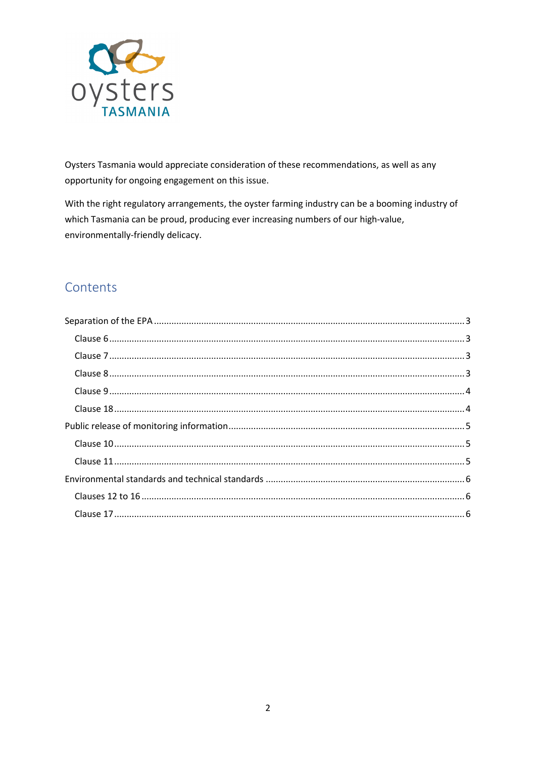Oysters Tasmania would appreciate consideration of these recommendations, as well as any opportunity for ongoing engagement on this issue.

With the right regulatory arrangements, the oyster farming industry can be a booming industry of which Tasmania can be proud, producing ever increasing numbers of our high-value, environmentally-friendly delicacy.

## Contents

- Separation of the EPA ..... 3
  - Clause 6 ..... 3
  - Clause 7 ..... 3
  - Clause 8 ..... 3
  - Clause 9 ..... 4
  - Clause 18 ..... 4
- Public release of monitoring information ..... 5
  - Clause 10 ..... 5
  - Clause 11 ..... 5
- Environmental standards and technical standards ..... 6
  - Clauses 12 to 16 ..... 6
  - Clause 17 ..... 6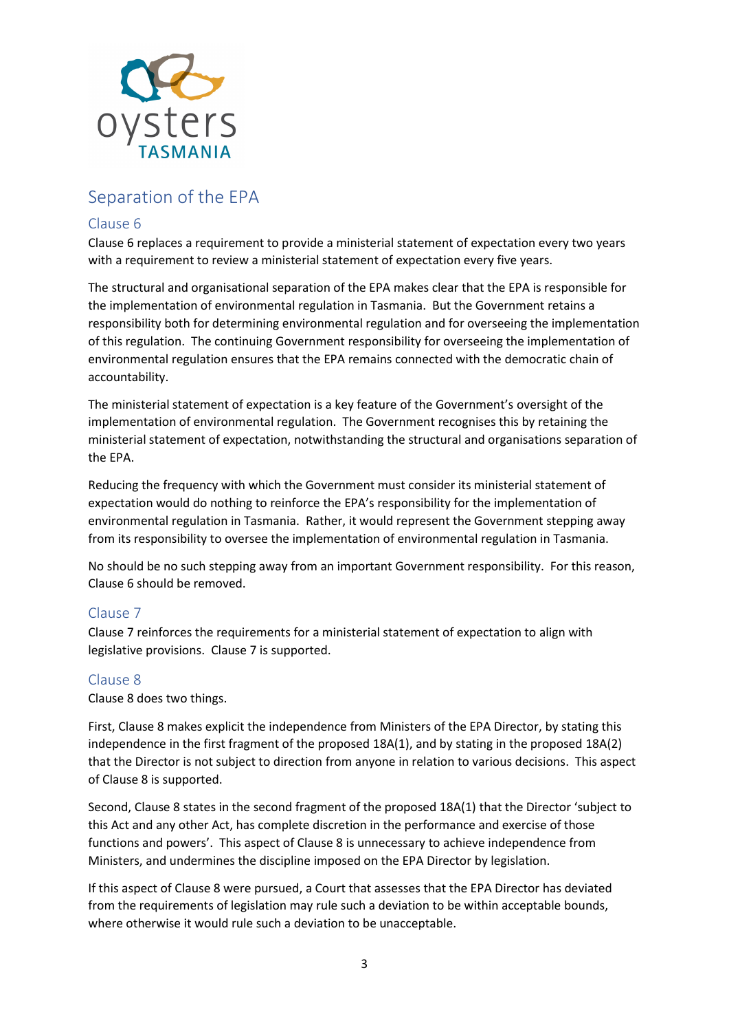## Separation of the EPA

### Clause 6

Clause 6 replaces a requirement to provide a ministerial statement of expectation every two years with a requirement to review a ministerial statement of expectation every five years.

The structural and organisational separation of the EPA makes clear that the EPA is responsible for the implementation of environmental regulation in Tasmania. But the Government retains a responsibility both for determining environmental regulation and for overseeing the implementation of this regulation. The continuing Government responsibility for overseeing the implementation of environmental regulation ensures that the EPA remains connected with the democratic chain of accountability.

The ministerial statement of expectation is a key feature of the Government's oversight of the implementation of environmental regulation. The Government recognises this by retaining the ministerial statement of expectation, notwithstanding the structural and organisations separation of the EPA.

Reducing the frequency with which the Government must consider its ministerial statement of expectation would do nothing to reinforce the EPA's responsibility for the implementation of environmental regulation in Tasmania. Rather, it would represent the Government stepping away from its responsibility to oversee the implementation of environmental regulation in Tasmania.

No should be no such stepping away from an important Government responsibility. For this reason, Clause 6 should be removed.

### Clause 7

Clause 7 reinforces the requirements for a ministerial statement of expectation to align with legislative provisions. Clause 7 is supported.

### Clause 8

Clause 8 does two things.

First, Clause 8 makes explicit the independence from Ministers of the EPA Director, by stating this independence in the first fragment of the proposed 18A(1), and by stating in the proposed 18A(2) that the Director is not subject to direction from anyone in relation to various decisions. This aspect of Clause 8 is supported.

Second, Clause 8 states in the second fragment of the proposed 18A(1) that the Director 'subject to this Act and any other Act, has complete discretion in the performance and exercise of those functions and powers'. This aspect of Clause 8 is unnecessary to achieve independence from Ministers, and undermines the discipline imposed on the EPA Director by legislation.

If this aspect of Clause 8 were pursued, a Court that assesses that the EPA Director has deviated from the requirements of legislation may rule such a deviation to be within acceptable bounds, where otherwise it would rule such a deviation to be unacceptable.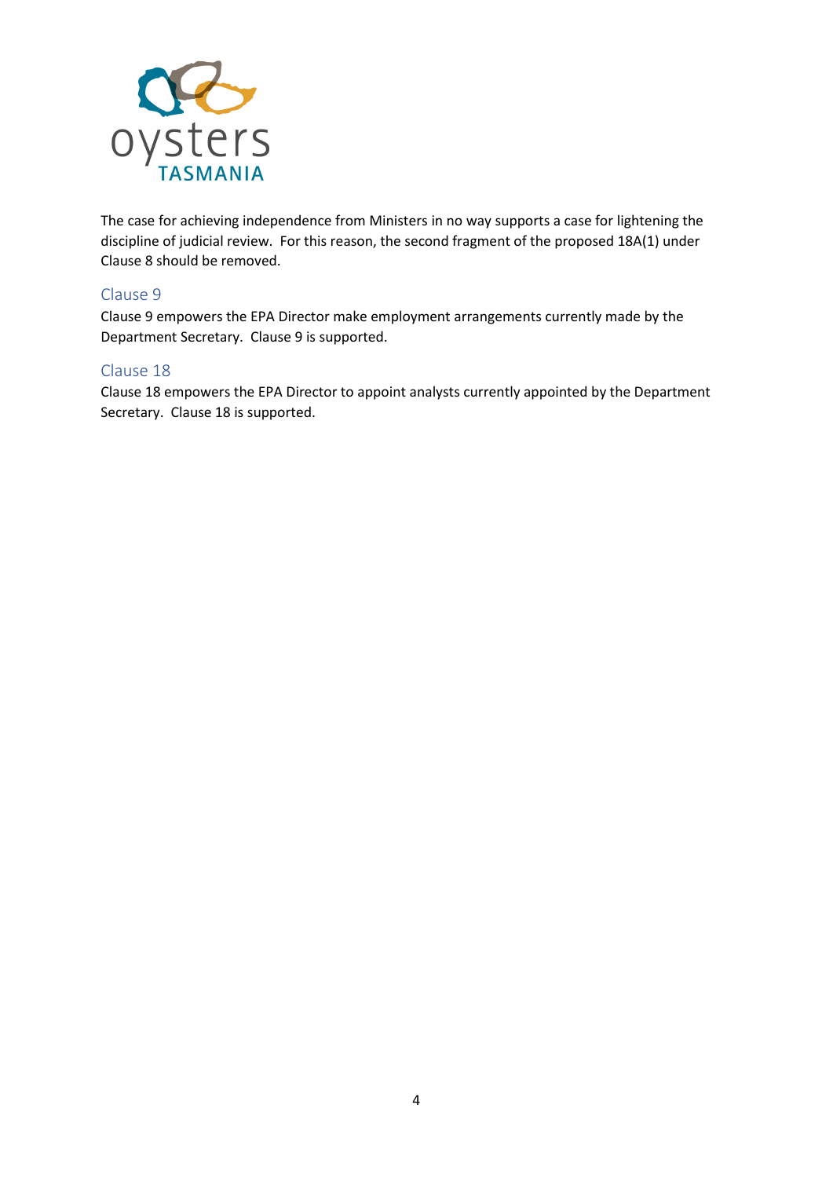The case for achieving independence from Ministers in no way supports a case for lightening the discipline of judicial review. For this reason, the second fragment of the proposed 18A(1) under Clause 8 should be removed.

## Clause 9

Clause 9 empowers the EPA Director make employment arrangements currently made by the Department Secretary. Clause 9 is supported.

## Clause 18

Clause 18 empowers the EPA Director to appoint analysts currently appointed by the Department Secretary. Clause 18 is supported.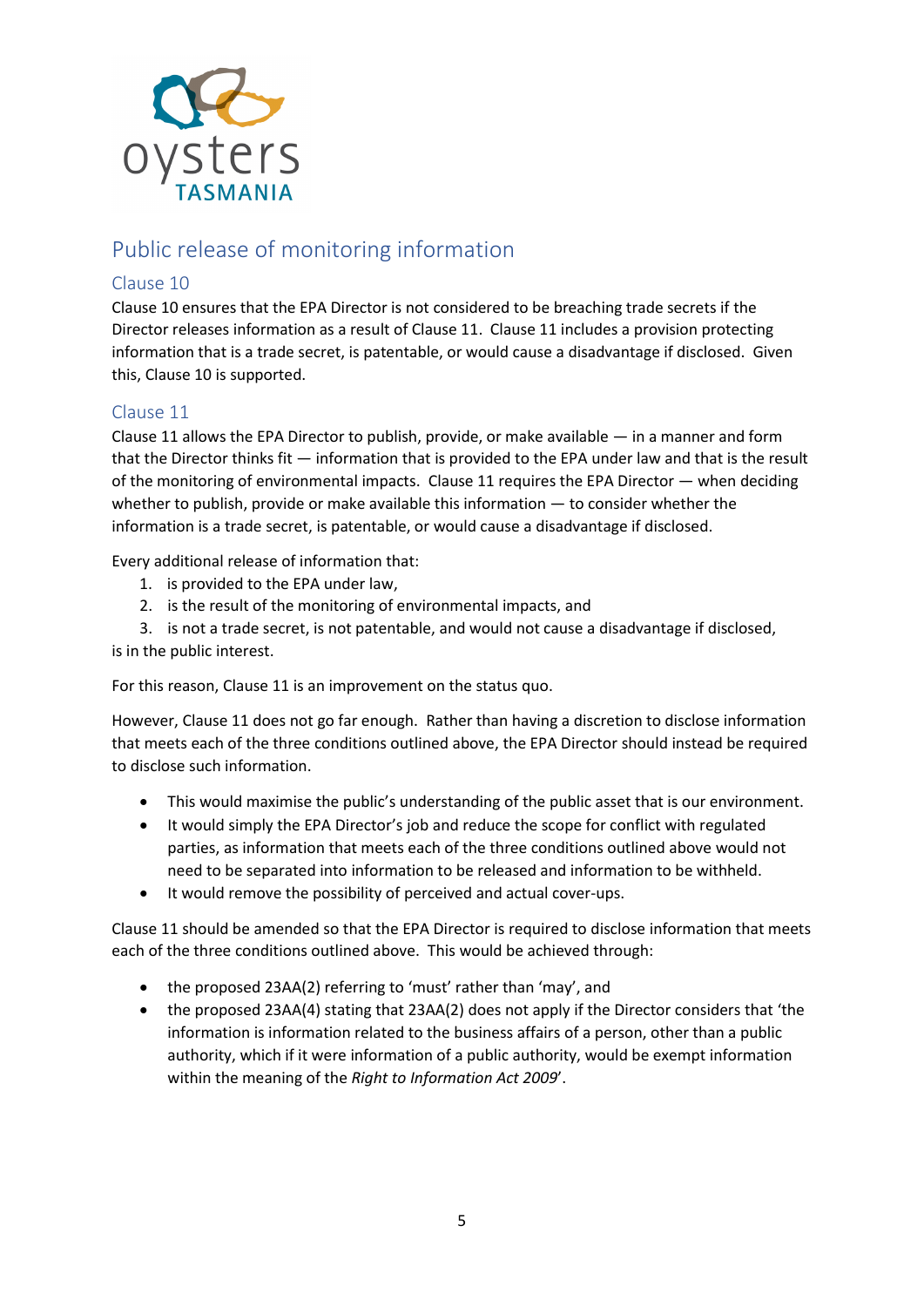## Public release of monitoring information

### Clause 10

Clause 10 ensures that the EPA Director is not considered to be breaching trade secrets if the Director releases information as a result of Clause 11. Clause 11 includes a provision protecting information that is a trade secret, is patentable, or would cause a disadvantage if disclosed. Given this, Clause 10 is supported.

### Clause 11

Clause 11 allows the EPA Director to publish, provide, or make available — in a manner and form that the Director thinks fit — information that is provided to the EPA under law and that is the result of the monitoring of environmental impacts. Clause 11 requires the EPA Director — when deciding whether to publish, provide or make available this information — to consider whether the information is a trade secret, is patentable, or would cause a disadvantage if disclosed.

Every additional release of information that:

1. is provided to the EPA under law,
2. is the result of the monitoring of environmental impacts, and
3. is not a trade secret, is not patentable, and would not cause a disadvantage if disclosed,

is in the public interest.

For this reason, Clause 11 is an improvement on the status quo.

However, Clause 11 does not go far enough. Rather than having a discretion to disclose information that meets each of the three conditions outlined above, the EPA Director should instead be required to disclose such information.

- This would maximise the public's understanding of the public asset that is our environment.
- It would simply the EPA Director's job and reduce the scope for conflict with regulated parties, as information that meets each of the three conditions outlined above would not need to be separated into information to be released and information to be withheld.
- It would remove the possibility of perceived and actual cover-ups.

Clause 11 should be amended so that the EPA Director is required to disclose information that meets each of the three conditions outlined above. This would be achieved through:

- the proposed 23AA(2) referring to 'must' rather than 'may', and
- the proposed 23AA(4) stating that 23AA(2) does not apply if the Director considers that 'the information is information related to the business affairs of a person, other than a public authority, which if it were information of a public authority, would be exempt information within the meaning of the *Right to Information Act 2009*'.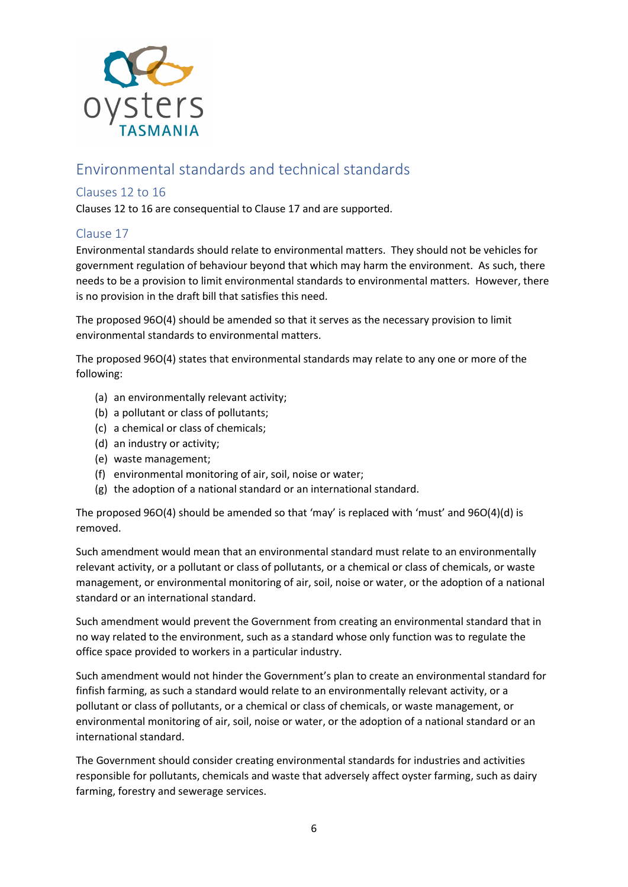## Environmental standards and technical standards

### Clauses 12 to 16

Clauses 12 to 16 are consequential to Clause 17 and are supported.

### Clause 17

Environmental standards should relate to environmental matters. They should not be vehicles for government regulation of behaviour beyond that which may harm the environment. As such, there needs to be a provision to limit environmental standards to environmental matters. However, there is no provision in the draft bill that satisfies this need.

The proposed 96O(4) should be amended so that it serves as the necessary provision to limit environmental standards to environmental matters.

The proposed 96O(4) states that environmental standards may relate to any one or more of the following:

(a) an environmentally relevant activity;
(b) a pollutant or class of pollutants;
(c) a chemical or class of chemicals;
(d) an industry or activity;
(e) waste management;
(f) environmental monitoring of air, soil, noise or water;
(g) the adoption of a national standard or an international standard.

The proposed 96O(4) should be amended so that 'may' is replaced with 'must' and 96O(4)(d) is removed.

Such amendment would mean that an environmental standard must relate to an environmentally relevant activity, or a pollutant or class of pollutants, or a chemical or class of chemicals, or waste management, or environmental monitoring of air, soil, noise or water, or the adoption of a national standard or an international standard.

Such amendment would prevent the Government from creating an environmental standard that in no way related to the environment, such as a standard whose only function was to regulate the office space provided to workers in a particular industry.

Such amendment would not hinder the Government's plan to create an environmental standard for finfish farming, as such a standard would relate to an environmentally relevant activity, or a pollutant or class of pollutants, or a chemical or class of chemicals, or waste management, or environmental monitoring of air, soil, noise or water, or the adoption of a national standard or an international standard.

The Government should consider creating environmental standards for industries and activities responsible for pollutants, chemicals and waste that adversely affect oyster farming, such as dairy farming, forestry and sewerage services.